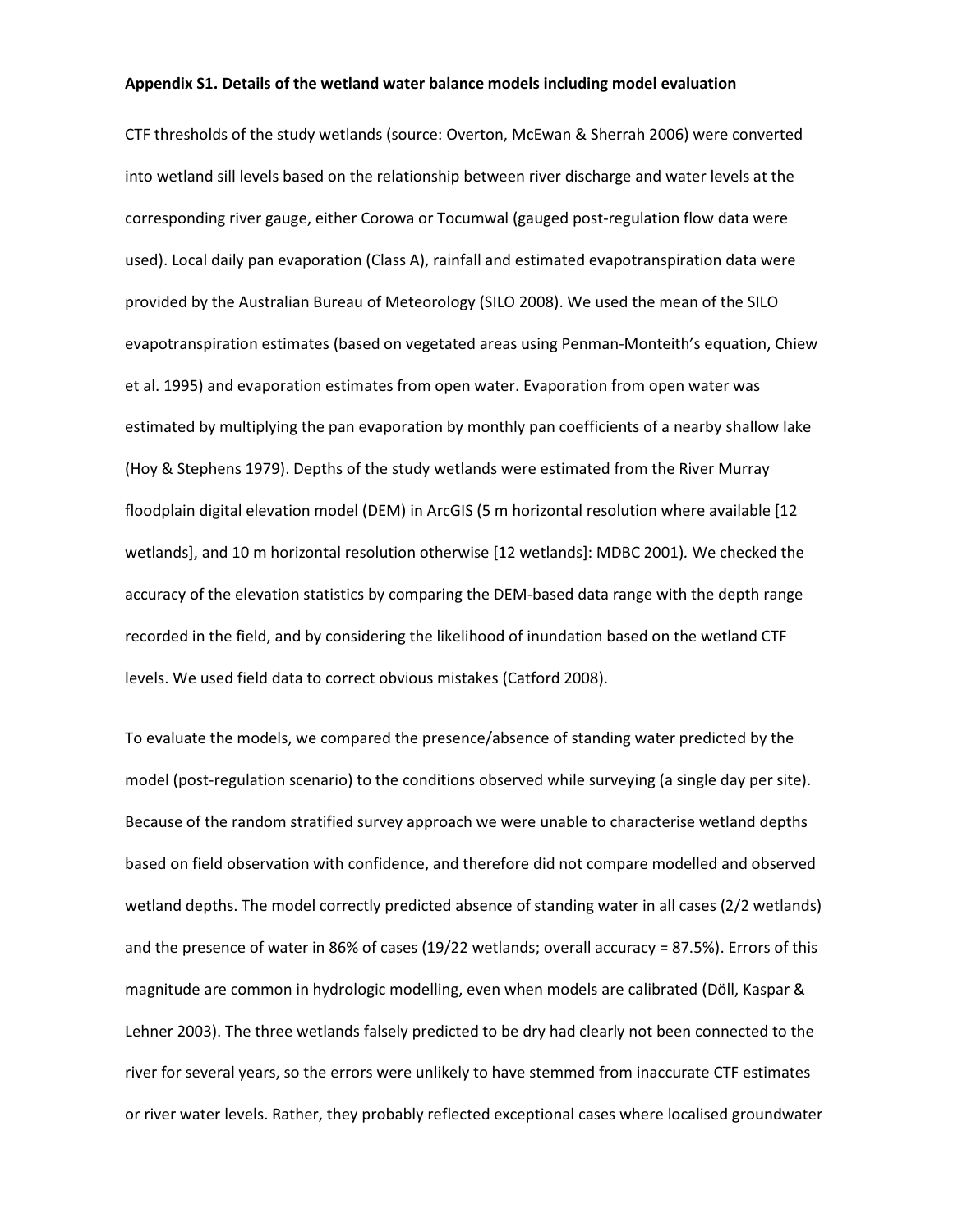**Appendix S1. Details of the wetland water balance models including model evaluation**

CTF thresholds of the study wetlands (source: Overton, McEwan & Sherrah 2006) were converted into wetland sill levels based on the relationship between river discharge and water levels at the corresponding river gauge, either Corowa or Tocumwal (gauged post-regulation flow data were used). Local daily pan evaporation (Class A), rainfall and estimated evapotranspiration data were provided by the Australian Bureau of Meteorology (SILO 2008). We used the mean of the SILO evapotranspiration estimates (based on vegetated areas using Penman-Monteith's equation, Chiew et al. 1995) and evaporation estimates from open water. Evaporation from open water was estimated by multiplying the pan evaporation by monthly pan coefficients of a nearby shallow lake (Hoy & Stephens 1979). Depths of the study wetlands were estimated from the River Murray floodplain digital elevation model (DEM) in ArcGIS (5 m horizontal resolution where available [12 wetlands], and 10 m horizontal resolution otherwise [12 wetlands]: MDBC 2001). We checked the accuracy of the elevation statistics by comparing the DEM-based data range with the depth range recorded in the field, and by considering the likelihood of inundation based on the wetland CTF levels. We used field data to correct obvious mistakes (Catford 2008).

To evaluate the models, we compared the presence/absence of standing water predicted by the model (post-regulation scenario) to the conditions observed while surveying (a single day per site). Because of the random stratified survey approach we were unable to characterise wetland depths based on field observation with confidence, and therefore did not compare modelled and observed wetland depths. The model correctly predicted absence of standing water in all cases (2/2 wetlands) and the presence of water in 86% of cases (19/22 wetlands; overall accuracy = 87.5%). Errors of this magnitude are common in hydrologic modelling, even when models are calibrated (Döll, Kaspar & Lehner 2003). The three wetlands falsely predicted to be dry had clearly not been connected to the river for several years, so the errors were unlikely to have stemmed from inaccurate CTF estimates or river water levels. Rather, they probably reflected exceptional cases where localised groundwater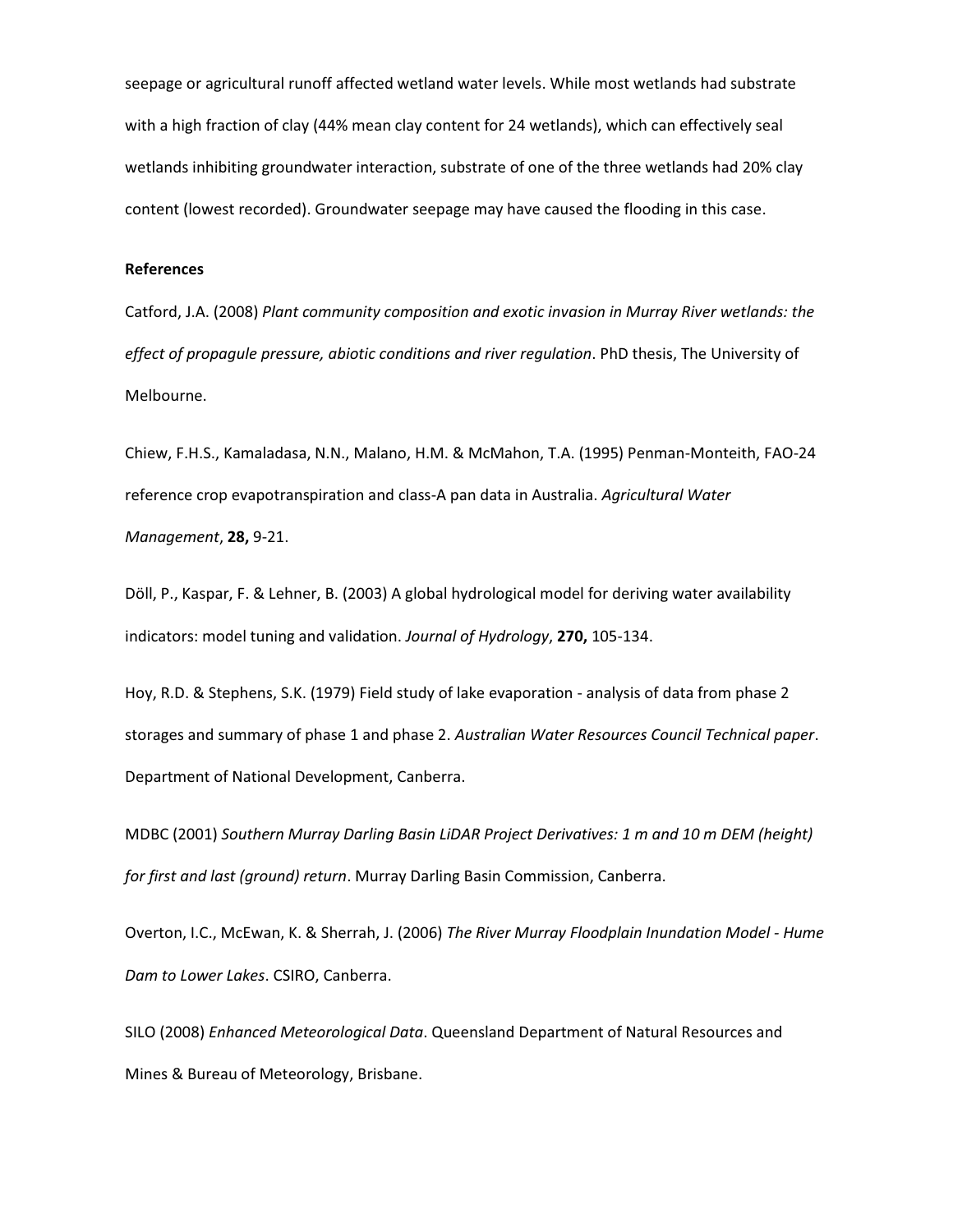seepage or agricultural runoff affected wetland water levels. While most wetlands had substrate with a high fraction of clay (44% mean clay content for 24 wetlands), which can effectively seal wetlands inhibiting groundwater interaction, substrate of one of the three wetlands had 20% clay content (lowest recorded). Groundwater seepage may have caused the flooding in this case.

**References**

Catford, J.A. (2008) *Plant community composition and exotic invasion in Murray River wetlands: the effect of propagule pressure, abiotic conditions and river regulation*. PhD thesis, The University of Melbourne.

Chiew, F.H.S., Kamaladasa, N.N., Malano, H.M. & McMahon, T.A. (1995) Penman-Monteith, FAO-24 reference crop evapotranspiration and class-A pan data in Australia. *Agricultural Water Management*, **28,** 9-21.

Döll, P., Kaspar, F. & Lehner, B. (2003) A global hydrological model for deriving water availability indicators: model tuning and validation. *Journal of Hydrology*, **270,** 105-134.

Hoy, R.D. & Stephens, S.K. (1979) Field study of lake evaporation - analysis of data from phase 2 storages and summary of phase 1 and phase 2. *Australian Water Resources Council Technical paper*. Department of National Development, Canberra.

MDBC (2001) *Southern Murray Darling Basin LiDAR Project Derivatives: 1 m and 10 m DEM (height) for first and last (ground) return*. Murray Darling Basin Commission, Canberra.

Overton, I.C., McEwan, K. & Sherrah, J. (2006) *The River Murray Floodplain Inundation Model - Hume Dam to Lower Lakes*. CSIRO, Canberra.

SILO (2008) *Enhanced Meteorological Data*. Queensland Department of Natural Resources and Mines & Bureau of Meteorology, Brisbane.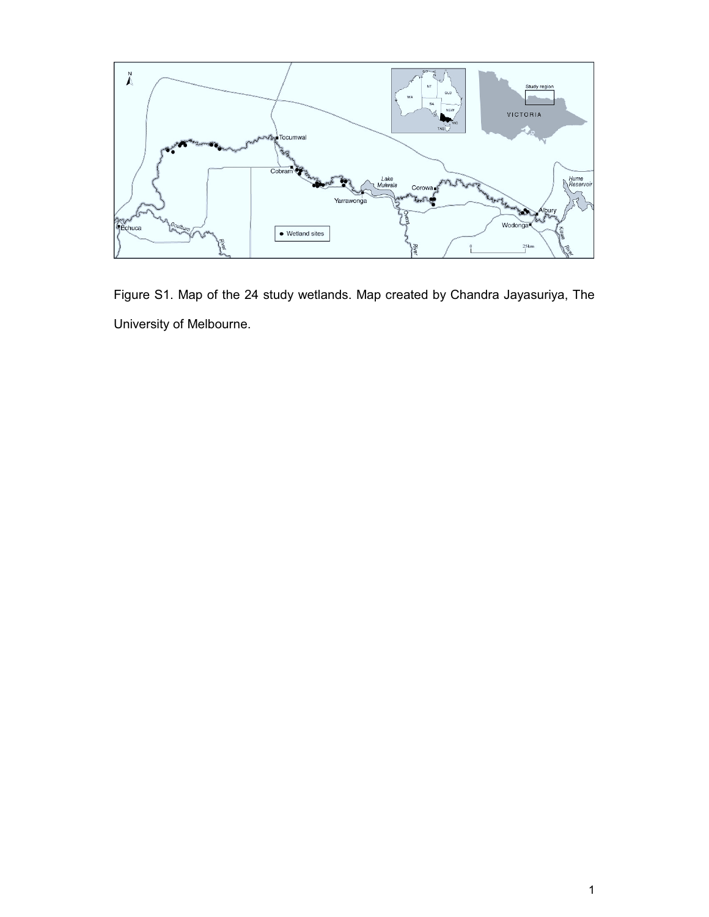Figure S1. Map of the 24 study wetlands. Map created by Chandra Jayasuriya, The University of Melbourne.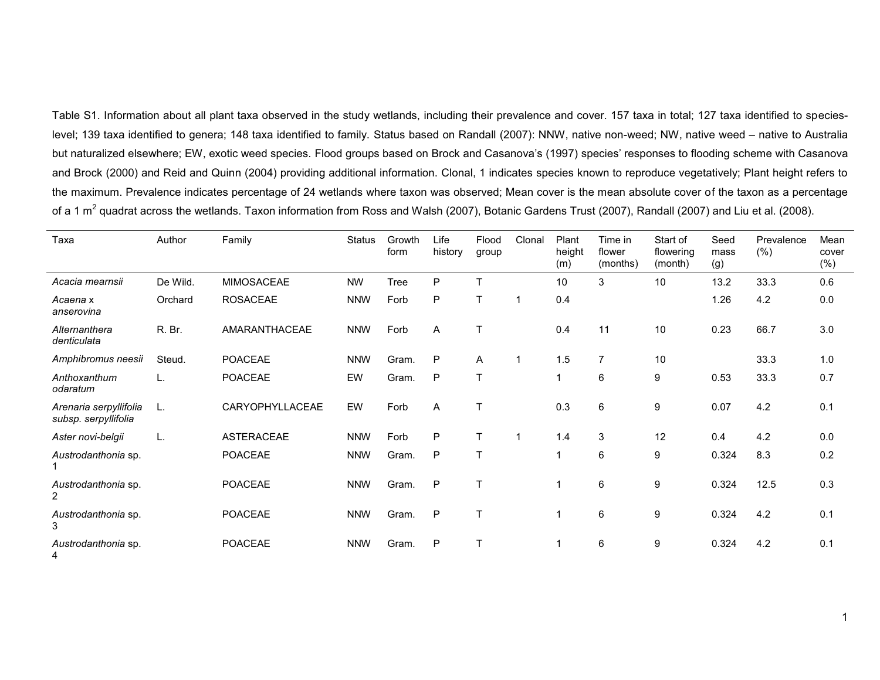Table S1. Information about all plant taxa observed in the study wetlands, including their prevalence and cover. 157 taxa in total; 127 taxa identified to species-level; 139 taxa identified to genera; 148 taxa identified to family. Status based on Randall (2007): NNW, native non-weed; NW, native weed – native to Australia but naturalized elsewhere; EW, exotic weed species. Flood groups based on Brock and Casanova's (1997) species' responses to flooding scheme with Casanova and Brock (2000) and Reid and Quinn (2004) providing additional information. Clonal, 1 indicates species known to reproduce vegetatively; Plant height refers to the maximum. Prevalence indicates percentage of 24 wetlands where taxon was observed; Mean cover is the mean absolute cover of the taxon as a percentage of a 1 m$^2$ quadrat across the wetlands. Taxon information from Ross and Walsh (2007), Botanic Gardens Trust (2007), Randall (2007) and Liu et al. (2008).

| Taxa | Author | Family | Status | Growth form | Life history | Flood group | Clonal | Plant height (m) | Time in flower (months) | Start of flowering (month) | Seed mass (g) | Prevalence (%) | Mean cover (%) |
|---|---|---|---|---|---|---|---|---|---|---|---|---|---|
| *Acacia mearnsii* | De Wild. | MIMOSACEAE | NW | Tree | P | T | | 10 | 3 | 10 | 13.2 | 33.3 | 0.6 |
| *Acaena* x *anserovina* | Orchard | ROSACEAE | NNW | Forb | P | T | 1 | 0.4 | | | 1.26 | 4.2 | 0.0 |
| *Alternanthera denticulata* | R. Br. | AMARANTHACEAE | NNW | Forb | A | T | | 0.4 | 11 | 10 | 0.23 | 66.7 | 3.0 |
| *Amphibromus neesii* | Steud. | POACEAE | NNW | Gram. | P | A | 1 | 1.5 | 7 | 10 | | 33.3 | 1.0 |
| *Anthoxanthum odaratum* | L. | POACEAE | EW | Gram. | P | T | | 1 | 6 | 9 | 0.53 | 33.3 | 0.7 |
| *Arenaria serpyllifolia subsp. serpyllifolia* | L. | CARYOPHYLLACEAE | EW | Forb | A | T | | 0.3 | 6 | 9 | 0.07 | 4.2 | 0.1 |
| *Aster novi-belgii* | L. | ASTERACEAE | NNW | Forb | P | T | 1 | 1.4 | 3 | 12 | 0.4 | 4.2 | 0.0 |
| *Austrodanthonia* sp. 1 | | POACEAE | NNW | Gram. | P | T | | 1 | 6 | 9 | 0.324 | 8.3 | 0.2 |
| *Austrodanthonia* sp. 2 | | POACEAE | NNW | Gram. | P | T | | 1 | 6 | 9 | 0.324 | 12.5 | 0.3 |
| *Austrodanthonia* sp. 3 | | POACEAE | NNW | Gram. | P | T | | 1 | 6 | 9 | 0.324 | 4.2 | 0.1 |
| *Austrodanthonia* sp. 4 | | POACEAE | NNW | Gram. | P | T | | 1 | 6 | 9 | 0.324 | 4.2 | 0.1 |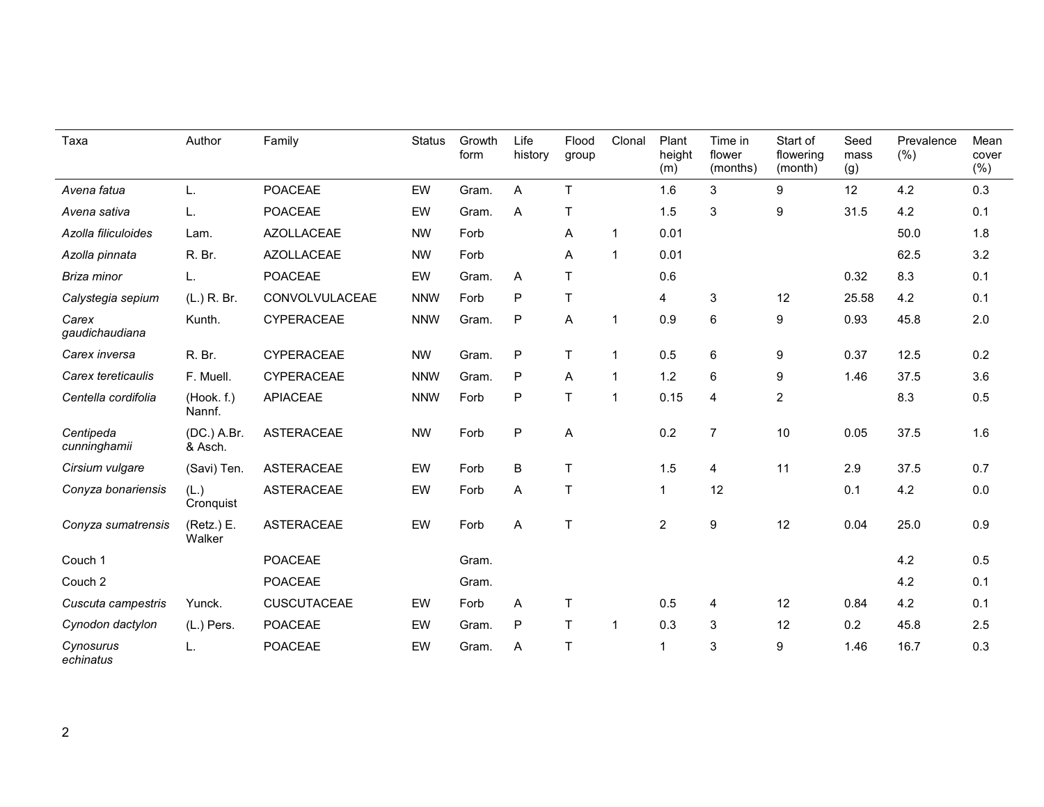| Taxa | Author | Family | Status | Growth form | Life history | Flood group | Clonal | Plant height (m) | Time in flower (months) | Start of flowering (month) | Seed mass (g) | Prevalence (%) | Mean cover (%) |
|---|---|---|---|---|---|---|---|---|---|---|---|---|---|
| *Avena fatua* | L. | POACEAE | EW | Gram. | A | T | | 1.6 | 3 | 9 | 12 | 4.2 | 0.3 |
| *Avena sativa* | L. | POACEAE | EW | Gram. | A | T | | 1.5 | 3 | 9 | 31.5 | 4.2 | 0.1 |
| *Azolla filiculoides* | Lam. | AZOLLACEAE | NW | Forb | | A | 1 | 0.01 | | | | 50.0 | 1.8 |
| *Azolla pinnata* | R. Br. | AZOLLACEAE | NW | Forb | | A | 1 | 0.01 | | | | 62.5 | 3.2 |
| *Briza minor* | L. | POACEAE | EW | Gram. | A | T | | 0.6 | | | 0.32 | 8.3 | 0.1 |
| *Calystegia sepium* | (L.) R. Br. | CONVOLVULACEAE | NNW | Forb | P | T | | 4 | 3 | 12 | 25.58 | 4.2 | 0.1 |
| *Carex gaudichaudiana* | Kunth. | CYPERACEAE | NNW | Gram. | P | A | 1 | 0.9 | 6 | 9 | 0.93 | 45.8 | 2.0 |
| *Carex inversa* | R. Br. | CYPERACEAE | NW | Gram. | P | T | 1 | 0.5 | 6 | 9 | 0.37 | 12.5 | 0.2 |
| *Carex tereticaulis* | F. Muell. | CYPERACEAE | NNW | Gram. | P | A | 1 | 1.2 | 6 | 9 | 1.46 | 37.5 | 3.6 |
| *Centella cordifolia* | (Hook. f.) Nannf. | APIACEAE | NNW | Forb | P | T | 1 | 0.15 | 4 | 2 | | 8.3 | 0.5 |
| *Centipeda cunninghamii* | (DC.) A.Br. & Asch. | ASTERACEAE | NW | Forb | P | A | | 0.2 | 7 | 10 | 0.05 | 37.5 | 1.6 |
| *Cirsium vulgare* | (Savi) Ten. | ASTERACEAE | EW | Forb | B | T | | 1.5 | 4 | 11 | 2.9 | 37.5 | 0.7 |
| *Conyza bonariensis* | (L.) Cronquist | ASTERACEAE | EW | Forb | A | T | | 1 | 12 | | 0.1 | 4.2 | 0.0 |
| *Conyza sumatrensis* | (Retz.) E. Walker | ASTERACEAE | EW | Forb | A | T | | 2 | 9 | 12 | 0.04 | 25.0 | 0.9 |
| Couch 1 | | POACEAE | | Gram. | | | | | | | | 4.2 | 0.5 |
| Couch 2 | | POACEAE | | Gram. | | | | | | | | 4.2 | 0.1 |
| *Cuscuta campestris* | Yunck. | CUSCUTACEAE | EW | Forb | A | T | | 0.5 | 4 | 12 | 0.84 | 4.2 | 0.1 |
| *Cynodon dactylon* | (L.) Pers. | POACEAE | EW | Gram. | P | T | 1 | 0.3 | 3 | 12 | 0.2 | 45.8 | 2.5 |
| *Cynosurus echinatus* | L. | POACEAE | EW | Gram. | A | T | | 1 | 3 | 9 | 1.46 | 16.7 | 0.3 |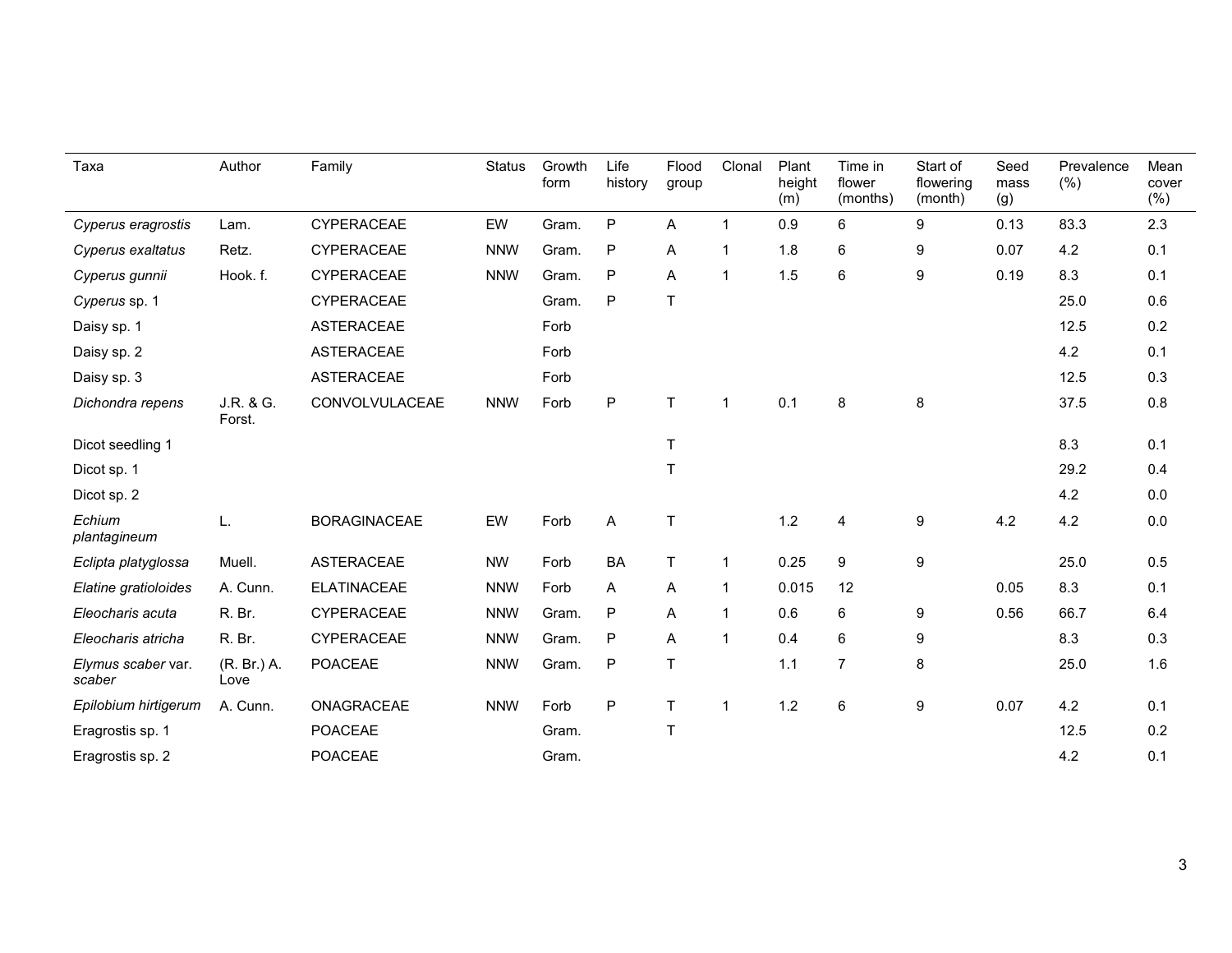| Taxa | Author | Family | Status | Growth form | Life history | Flood group | Clonal | Plant height (m) | Time in flower (months) | Start of flowering (month) | Seed mass (g) | Prevalence (%) | Mean cover (%) |
|---|---|---|---|---|---|---|---|---|---|---|---|---|---|
| *Cyperus eragrostis* | Lam. | CYPERACEAE | EW | Gram. | P | A | 1 | 0.9 | 6 | 9 | 0.13 | 83.3 | 2.3 |
| *Cyperus exaltatus* | Retz. | CYPERACEAE | NNW | Gram. | P | A | 1 | 1.8 | 6 | 9 | 0.07 | 4.2 | 0.1 |
| *Cyperus gunnii* | Hook. f. | CYPERACEAE | NNW | Gram. | P | A | 1 | 1.5 | 6 | 9 | 0.19 | 8.3 | 0.1 |
| *Cyperus* sp. 1 | | CYPERACEAE | | Gram. | P | T | | | | | | 25.0 | 0.6 |
| Daisy sp. 1 | | ASTERACEAE | | Forb | | | | | | | | 12.5 | 0.2 |
| Daisy sp. 2 | | ASTERACEAE | | Forb | | | | | | | | 4.2 | 0.1 |
| Daisy sp. 3 | | ASTERACEAE | | Forb | | | | | | | | 12.5 | 0.3 |
| *Dichondra repens* | J.R. & G. Forst. | CONVOLVULACEAE | NNW | Forb | P | T | 1 | 0.1 | 8 | 8 | | 37.5 | 0.8 |
| Dicot seedling 1 | | | | | | T | | | | | | 8.3 | 0.1 |
| Dicot sp. 1 | | | | | | T | | | | | | 29.2 | 0.4 |
| Dicot sp. 2 | | | | | | | | | | | | 4.2 | 0.0 |
| *Echium plantagineum* | L. | BORAGINACEAE | EW | Forb | A | T | | 1.2 | 4 | 9 | 4.2 | 4.2 | 0.0 |
| *Eclipta platyglossa* | Muell. | ASTERACEAE | NW | Forb | BA | T | 1 | 0.25 | 9 | 9 | | 25.0 | 0.5 |
| *Elatine gratioloides* | A. Cunn. | ELATINACEAE | NNW | Forb | A | A | 1 | 0.015 | 12 | | 0.05 | 8.3 | 0.1 |
| *Eleocharis acuta* | R. Br. | CYPERACEAE | NNW | Gram. | P | A | 1 | 0.6 | 6 | 9 | 0.56 | 66.7 | 6.4 |
| *Eleocharis atricha* | R. Br. | CYPERACEAE | NNW | Gram. | P | A | 1 | 0.4 | 6 | 9 | | 8.3 | 0.3 |
| *Elymus scaber* var. *scaber* | (R. Br.) A. Love | POACEAE | NNW | Gram. | P | T | | 1.1 | 7 | 8 | | 25.0 | 1.6 |
| *Epilobium hirtigerum* | A. Cunn. | ONAGRACEAE | NNW | Forb | P | T | 1 | 1.2 | 6 | 9 | 0.07 | 4.2 | 0.1 |
| Eragrostis sp. 1 | | POACEAE | | Gram. | | T | | | | | | 12.5 | 0.2 |
| Eragrostis sp. 2 | | POACEAE | | Gram. | | | | | | | | 4.2 | 0.1 |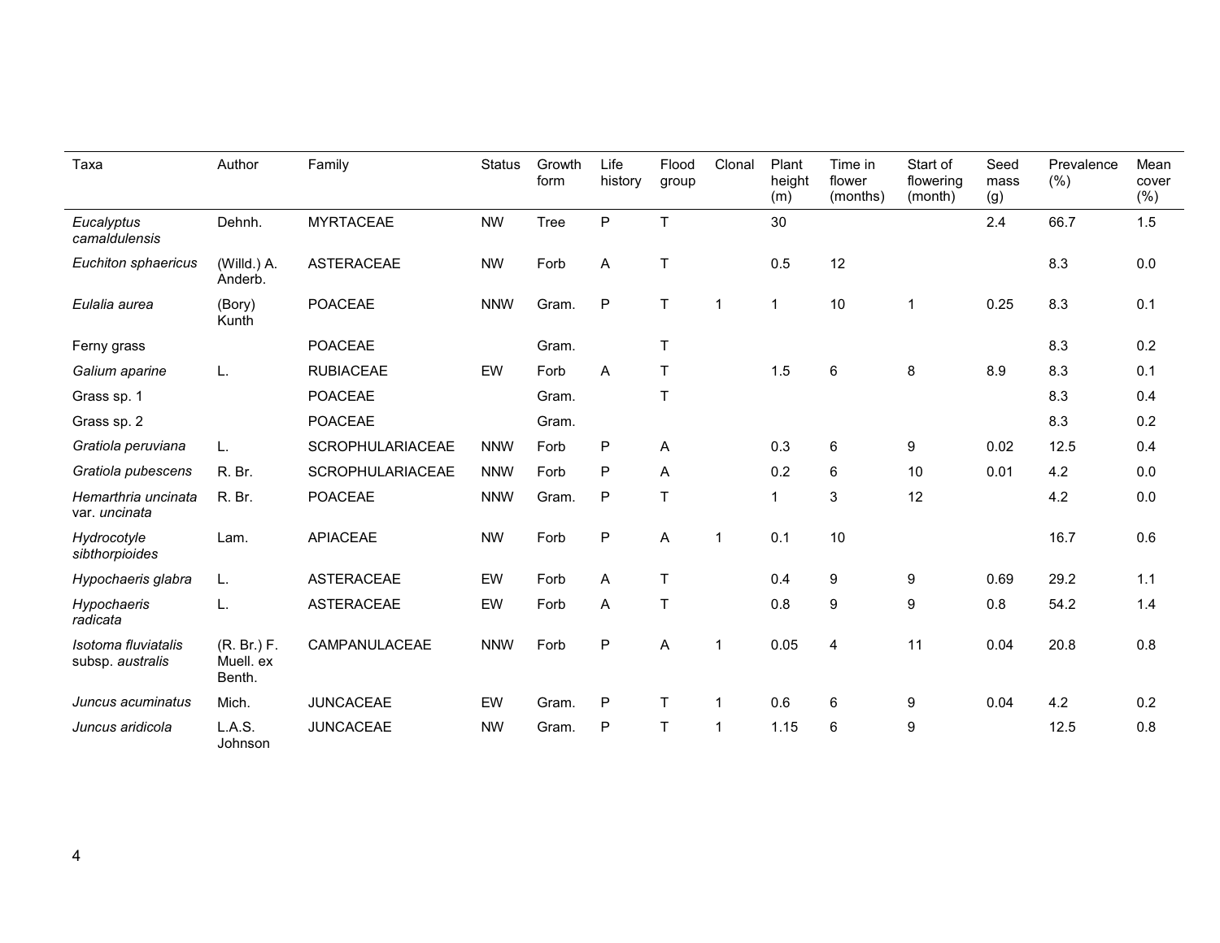| Taxa | Author | Family | Status | Growth form | Life history | Flood group | Clonal | Plant height (m) | Time in flower (months) | Start of flowering (month) | Seed mass (g) | Prevalence (%) | Mean cover (%) |
|---|---|---|---|---|---|---|---|---|---|---|---|---|---|
| *Eucalyptus camaldulensis* | Dehnh. | MYRTACEAE | NW | Tree | P | T | | 30 | | | 2.4 | 66.7 | 1.5 |
| *Euchiton sphaericus* | (Willd.) A. Anderb. | ASTERACEAE | NW | Forb | A | T | | 0.5 | 12 | | | 8.3 | 0.0 |
| *Eulalia aurea* | (Bory) Kunth | POACEAE | NNW | Gram. | P | T | 1 | 1 | 10 | 1 | 0.25 | 8.3 | 0.1 |
| Ferny grass | | POACEAE | | Gram. | | T | | | | | | 8.3 | 0.2 |
| *Galium aparine* | L. | RUBIACEAE | EW | Forb | A | T | | 1.5 | 6 | 8 | 8.9 | 8.3 | 0.1 |
| Grass sp. 1 | | POACEAE | | Gram. | | T | | | | | | 8.3 | 0.4 |
| Grass sp. 2 | | POACEAE | | Gram. | | | | | | | | 8.3 | 0.2 |
| *Gratiola peruviana* | L. | SCROPHULARIACEAE | NNW | Forb | P | A | | 0.3 | 6 | 9 | 0.02 | 12.5 | 0.4 |
| *Gratiola pubescens* | R. Br. | SCROPHULARIACEAE | NNW | Forb | P | A | | 0.2 | 6 | 10 | 0.01 | 4.2 | 0.0 |
| *Hemarthria uncinata* var. *uncinata* | R. Br. | POACEAE | NNW | Gram. | P | T | | 1 | 3 | 12 | | 4.2 | 0.0 |
| *Hydrocotyle sibthorpioides* | Lam. | APIACEAE | NW | Forb | P | A | 1 | 0.1 | 10 | | | 16.7 | 0.6 |
| *Hypochaeris glabra* | L. | ASTERACEAE | EW | Forb | A | T | | 0.4 | 9 | 9 | 0.69 | 29.2 | 1.1 |
| *Hypochaeris radicata* | L. | ASTERACEAE | EW | Forb | A | T | | 0.8 | 9 | 9 | 0.8 | 54.2 | 1.4 |
| *Isotoma fluviatalis* subsp. *australis* | (R. Br.) F. Muell. ex Benth. | CAMPANULACEAE | NNW | Forb | P | A | 1 | 0.05 | 4 | 11 | 0.04 | 20.8 | 0.8 |
| *Juncus acuminatus* | Mich. | JUNCACEAE | EW | Gram. | P | T | 1 | 0.6 | 6 | 9 | 0.04 | 4.2 | 0.2 |
| *Juncus aridicola* | L.A.S. Johnson | JUNCACEAE | NW | Gram. | P | T | 1 | 1.15 | 6 | 9 | | 12.5 | 0.8 |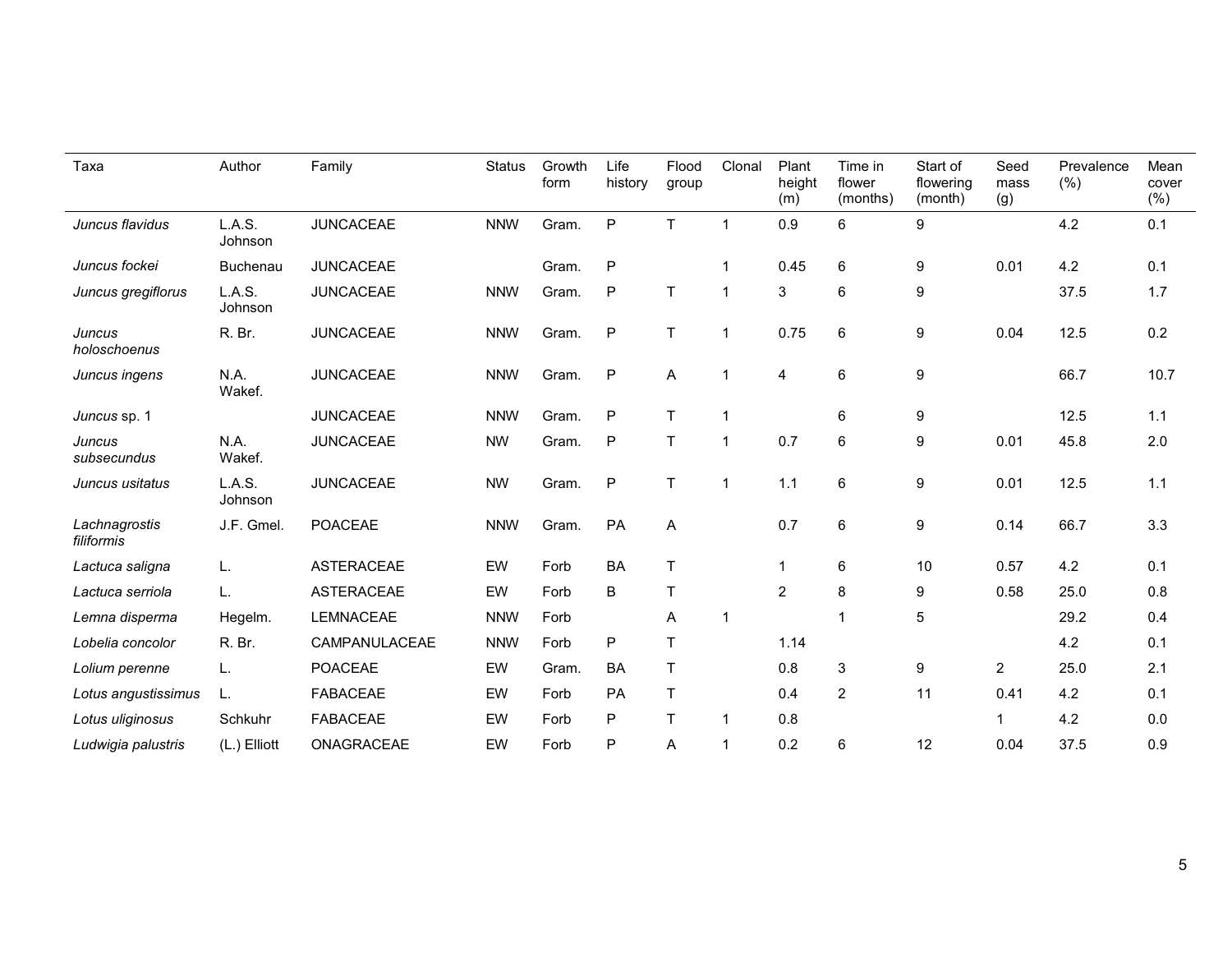| Taxa | Author | Family | Status | Growth form | Life history | Flood group | Clonal | Plant height (m) | Time in flower (months) | Start of flowering (month) | Seed mass (g) | Prevalence (%) | Mean cover (%) |
|---|---|---|---|---|---|---|---|---|---|---|---|---|---|
| *Juncus flavidus* | L.A.S. Johnson | JUNCACEAE | NNW | Gram. | P | T | 1 | 0.9 | 6 | 9 | | 4.2 | 0.1 |
| *Juncus fockei* | Buchenau | JUNCACEAE | | Gram. | P | | 1 | 0.45 | 6 | 9 | 0.01 | 4.2 | 0.1 |
| *Juncus gregiflorus* | L.A.S. Johnson | JUNCACEAE | NNW | Gram. | P | T | 1 | 3 | 6 | 9 | | 37.5 | 1.7 |
| *Juncus holoschoenus* | R. Br. | JUNCACEAE | NNW | Gram. | P | T | 1 | 0.75 | 6 | 9 | 0.04 | 12.5 | 0.2 |
| *Juncus ingens* | N.A. Wakef. | JUNCACEAE | NNW | Gram. | P | A | 1 | 4 | 6 | 9 | | 66.7 | 10.7 |
| *Juncus* sp. 1 | | JUNCACEAE | NNW | Gram. | P | T | 1 | | 6 | 9 | | 12.5 | 1.1 |
| *Juncus subsecundus* | N.A. Wakef. | JUNCACEAE | NW | Gram. | P | T | 1 | 0.7 | 6 | 9 | 0.01 | 45.8 | 2.0 |
| *Juncus usitatus* | L.A.S. Johnson | JUNCACEAE | NW | Gram. | P | T | 1 | 1.1 | 6 | 9 | 0.01 | 12.5 | 1.1 |
| *Lachnagrostis filiformis* | J.F. Gmel. | POACEAE | NNW | Gram. | PA | A | | 0.7 | 6 | 9 | 0.14 | 66.7 | 3.3 |
| *Lactuca saligna* | L. | ASTERACEAE | EW | Forb | BA | T | | 1 | 6 | 10 | 0.57 | 4.2 | 0.1 |
| *Lactuca serriola* | L. | ASTERACEAE | EW | Forb | B | T | | 2 | 8 | 9 | 0.58 | 25.0 | 0.8 |
| *Lemna disperma* | Hegelm. | LEMNACEAE | NNW | Forb | | A | 1 | | 1 | 5 | | 29.2 | 0.4 |
| *Lobelia concolor* | R. Br. | CAMPANULACEAE | NNW | Forb | P | T | | 1.14 | | | | 4.2 | 0.1 |
| *Lolium perenne* | L. | POACEAE | EW | Gram. | BA | T | | 0.8 | 3 | 9 | 2 | 25.0 | 2.1 |
| *Lotus angustissimus* | L. | FABACEAE | EW | Forb | PA | T | | 0.4 | 2 | 11 | 0.41 | 4.2 | 0.1 |
| *Lotus uliginosus* | Schkuhr | FABACEAE | EW | Forb | P | T | 1 | 0.8 | | | 1 | 4.2 | 0.0 |
| *Ludwigia palustris* | (L.) Elliott | ONAGRACEAE | EW | Forb | P | A | 1 | 0.2 | 6 | 12 | 0.04 | 37.5 | 0.9 |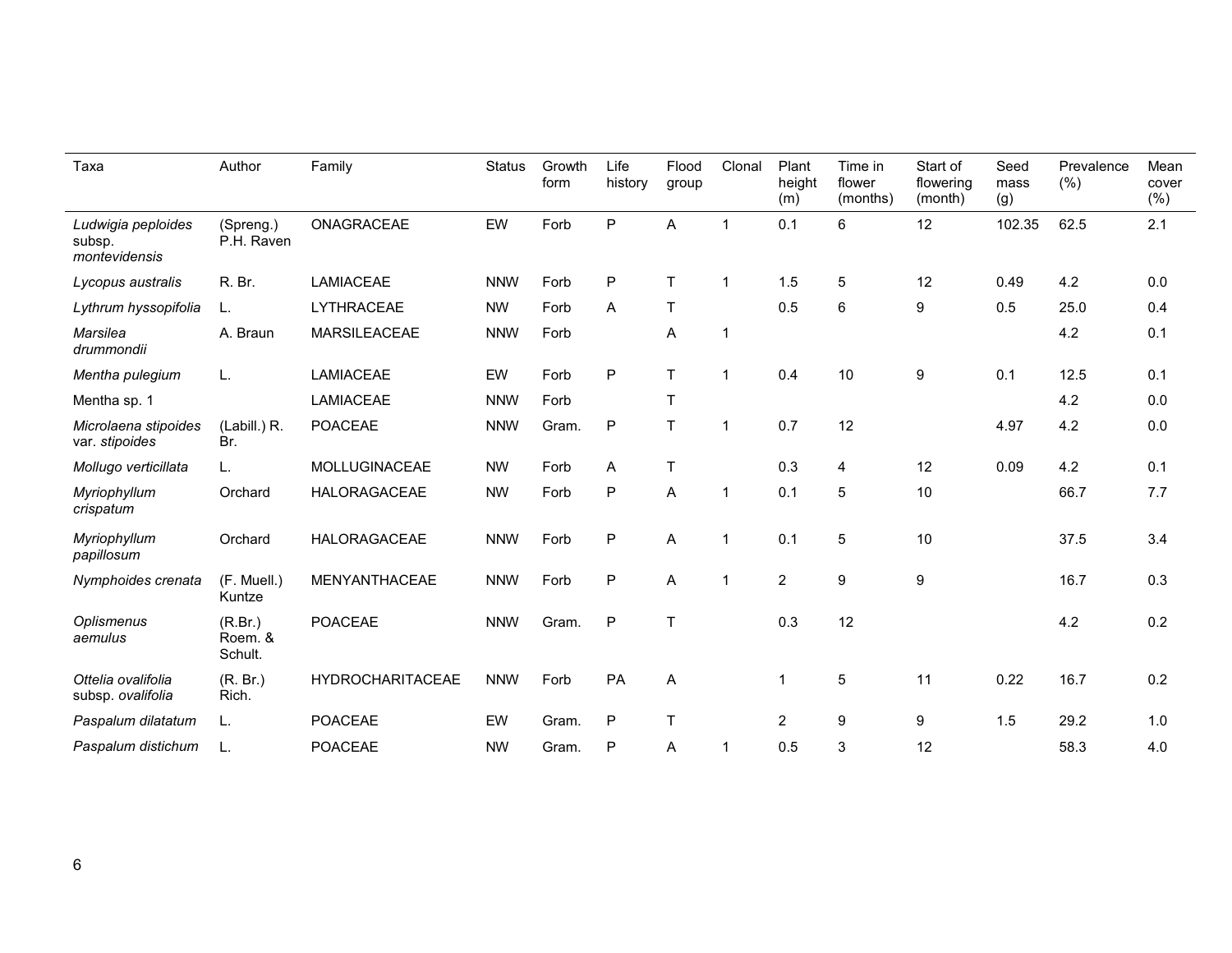| Taxa | Author | Family | Status | Growth form | Life history | Flood group | Clonal | Plant height (m) | Time in flower (months) | Start of flowering (month) | Seed mass (g) | Prevalence (%) | Mean cover (%) |
|---|---|---|---|---|---|---|---|---|---|---|---|---|---|
| *Ludwigia peploides* subsp. *montevidensis* | (Spreng.) P.H. Raven | ONAGRACEAE | EW | Forb | P | A | 1 | 0.1 | 6 | 12 | 102.35 | 62.5 | 2.1 |
| *Lycopus australis* | R. Br. | LAMIACEAE | NNW | Forb | P | T | 1 | 1.5 | 5 | 12 | 0.49 | 4.2 | 0.0 |
| *Lythrum hyssopifolia* | L. | LYTHRACEAE | NW | Forb | A | T | | 0.5 | 6 | 9 | 0.5 | 25.0 | 0.4 |
| *Marsilea drummondii* | A. Braun | MARSILEACEAE | NNW | Forb | | A | 1 | | | | | 4.2 | 0.1 |
| *Mentha pulegium* | L. | LAMIACEAE | EW | Forb | P | T | 1 | 0.4 | 10 | 9 | 0.1 | 12.5 | 0.1 |
| Mentha sp. 1 | | LAMIACEAE | NNW | Forb | | T | | | | | | 4.2 | 0.0 |
| *Microlaena stipoides* var. *stipoides* | (Labill.) R. Br. | POACEAE | NNW | Gram. | P | T | 1 | 0.7 | 12 | | 4.97 | 4.2 | 0.0 |
| *Mollugo verticillata* | L. | MOLLUGINACEAE | NW | Forb | A | T | | 0.3 | 4 | 12 | 0.09 | 4.2 | 0.1 |
| *Myriophyllum crispatum* | Orchard | HALORAGACEAE | NW | Forb | P | A | 1 | 0.1 | 5 | 10 | | 66.7 | 7.7 |
| *Myriophyllum papillosum* | Orchard | HALORAGACEAE | NNW | Forb | P | A | 1 | 0.1 | 5 | 10 | | 37.5 | 3.4 |
| *Nymphoides crenata* | (F. Muell.) Kuntze | MENYANTHACEAE | NNW | Forb | P | A | 1 | 2 | 9 | 9 | | 16.7 | 0.3 |
| *Oplismenus aemulus* | (R.Br.) Roem. & Schult. | POACEAE | NNW | Gram. | P | T | | 0.3 | 12 | | | 4.2 | 0.2 |
| *Ottelia ovalifolia* subsp. *ovalifolia* | (R. Br.) Rich. | HYDROCHARITACEAE | NNW | Forb | PA | A | | 1 | 5 | 11 | 0.22 | 16.7 | 0.2 |
| *Paspalum dilatatum* | L. | POACEAE | EW | Gram. | P | T | | 2 | 9 | 9 | 1.5 | 29.2 | 1.0 |
| *Paspalum distichum* | L. | POACEAE | NW | Gram. | P | A | 1 | 0.5 | 3 | 12 | | 58.3 | 4.0 |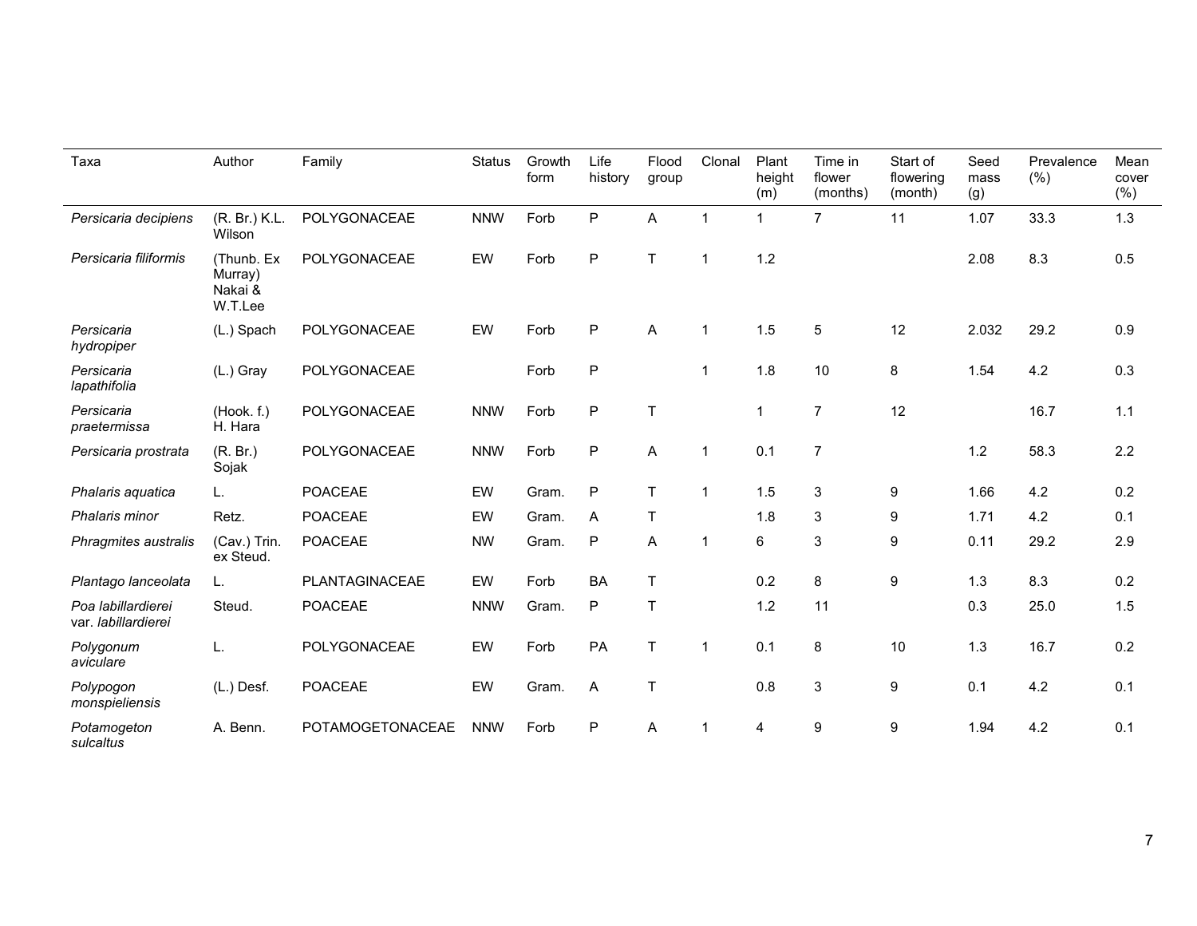| Taxa | Author | Family | Status | Growth form | Life history | Flood group | Clonal | Plant height (m) | Time in flower (months) | Start of flowering (month) | Seed mass (g) | Prevalence (%) | Mean cover (%) |
|---|---|---|---|---|---|---|---|---|---|---|---|---|---|
| *Persicaria decipiens* | (R. Br.) K.L. Wilson | POLYGONACEAE | NNW | Forb | P | A | 1 | 1 | 7 | 11 | 1.07 | 33.3 | 1.3 |
| *Persicaria filiformis* | (Thunb. Ex Murray) Nakai & W.T.Lee | POLYGONACEAE | EW | Forb | P | T | 1 | 1.2 | | | 2.08 | 8.3 | 0.5 |
| *Persicaria hydropiper* | (L.) Spach | POLYGONACEAE | EW | Forb | P | A | 1 | 1.5 | 5 | 12 | 2.032 | 29.2 | 0.9 |
| *Persicaria lapathifolia* | (L.) Gray | POLYGONACEAE | | Forb | P | | 1 | 1.8 | 10 | 8 | 1.54 | 4.2 | 0.3 |
| *Persicaria praetermissa* | (Hook. f.) H. Hara | POLYGONACEAE | NNW | Forb | P | T | | 1 | 7 | 12 | | 16.7 | 1.1 |
| *Persicaria prostrata* | (R. Br.) Sojak | POLYGONACEAE | NNW | Forb | P | A | 1 | 0.1 | 7 | | 1.2 | 58.3 | 2.2 |
| *Phalaris aquatica* | L. | POACEAE | EW | Gram. | P | T | 1 | 1.5 | 3 | 9 | 1.66 | 4.2 | 0.2 |
| *Phalaris minor* | Retz. | POACEAE | EW | Gram. | A | T | | 1.8 | 3 | 9 | 1.71 | 4.2 | 0.1 |
| *Phragmites australis* | (Cav.) Trin. ex Steud. | POACEAE | NW | Gram. | P | A | 1 | 6 | 3 | 9 | 0.11 | 29.2 | 2.9 |
| *Plantago lanceolata* | L. | PLANTAGINACEAE | EW | Forb | BA | T | | 0.2 | 8 | 9 | 1.3 | 8.3 | 0.2 |
| *Poa labillardierei* var. *labillardierei* | Steud. | POACEAE | NNW | Gram. | P | T | | 1.2 | 11 | | 0.3 | 25.0 | 1.5 |
| *Polygonum aviculare* | L. | POLYGONACEAE | EW | Forb | PA | T | 1 | 0.1 | 8 | 10 | 1.3 | 16.7 | 0.2 |
| *Polypogon monspieliensis* | (L.) Desf. | POACEAE | EW | Gram. | A | T | | 0.8 | 3 | 9 | 0.1 | 4.2 | 0.1 |
| *Potamogeton sulcaltus* | A. Benn. | POTAMOGETONACEAE | NNW | Forb | P | A | 1 | 4 | 9 | 9 | 1.94 | 4.2 | 0.1 |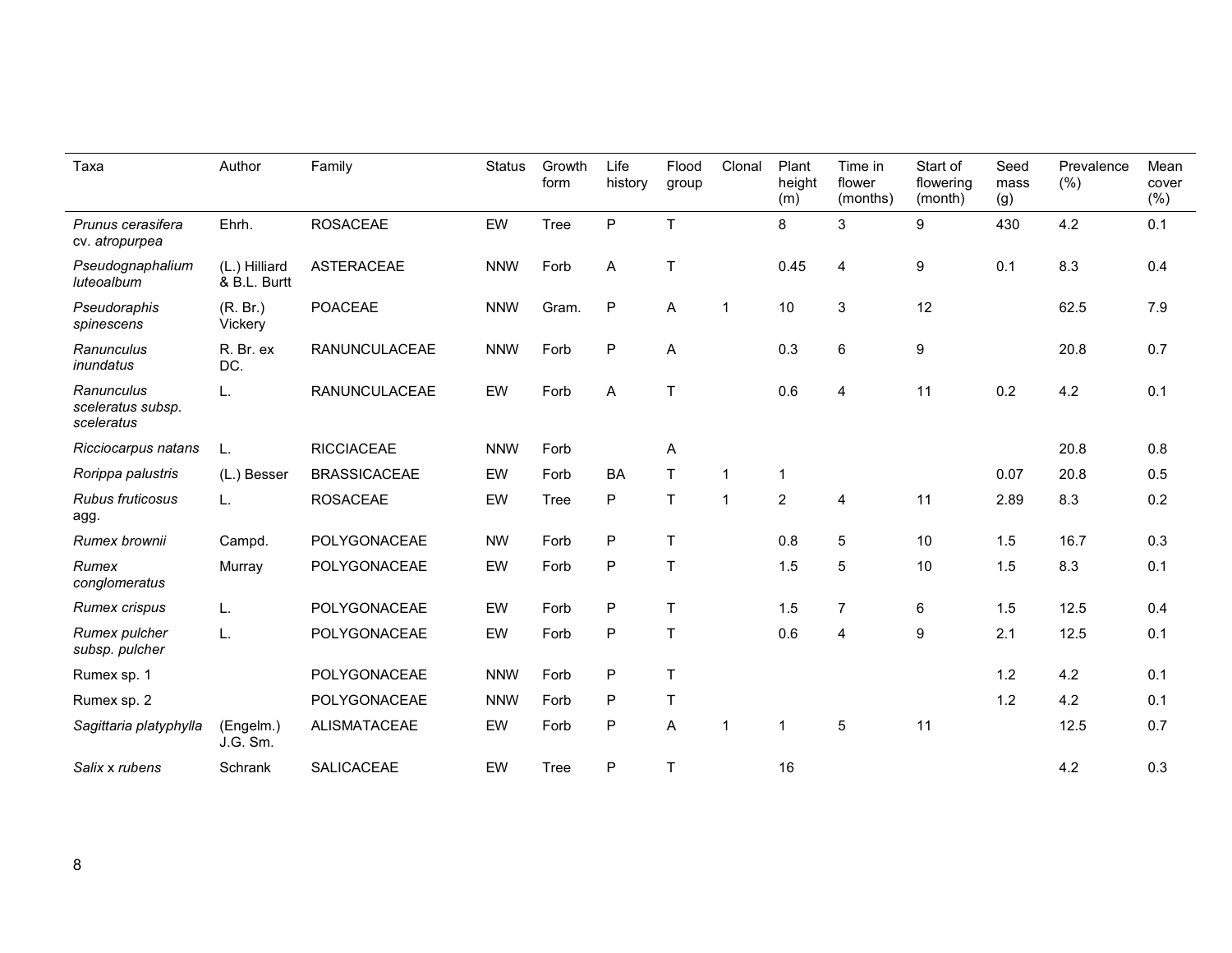| Taxa | Author | Family | Status | Growth form | Life history | Flood group | Clonal | Plant height (m) | Time in flower (months) | Start of flowering (month) | Seed mass (g) | Prevalence (%) | Mean cover (%) |
|---|---|---|---|---|---|---|---|---|---|---|---|---|---|
| *Prunus cerasifera* cv. *atropurpea* | Ehrh. | ROSACEAE | EW | Tree | P | T | | 8 | 3 | 9 | 430 | 4.2 | 0.1 |
| *Pseudognaphalium luteoalbum* | (L.) Hilliard & B.L. Burtt | ASTERACEAE | NNW | Forb | A | T | | 0.45 | 4 | 9 | 0.1 | 8.3 | 0.4 |
| *Pseudoraphis spinescens* | (R. Br.) Vickery | POACEAE | NNW | Gram. | P | A | 1 | 10 | 3 | 12 | | 62.5 | 7.9 |
| *Ranunculus inundatus* | R. Br. ex DC. | RANUNCULACEAE | NNW | Forb | P | A | | 0.3 | 6 | 9 | | 20.8 | 0.7 |
| *Ranunculus sceleratus subsp. sceleratus* | L. | RANUNCULACEAE | EW | Forb | A | T | | 0.6 | 4 | 11 | 0.2 | 4.2 | 0.1 |
| *Ricciocarpus natans* | L. | RICCIACEAE | NNW | Forb | | A | | | | | | 20.8 | 0.8 |
| *Rorippa palustris* | (L.) Besser | BRASSICACEAE | EW | Forb | BA | T | 1 | 1 | | | 0.07 | 20.8 | 0.5 |
| *Rubus fruticosus* agg. | L. | ROSACEAE | EW | Tree | P | T | 1 | 2 | 4 | 11 | 2.89 | 8.3 | 0.2 |
| *Rumex brownii* | Campd. | POLYGONACEAE | NW | Forb | P | T | | 0.8 | 5 | 10 | 1.5 | 16.7 | 0.3 |
| *Rumex conglomeratus* | Murray | POLYGONACEAE | EW | Forb | P | T | | 1.5 | 5 | 10 | 1.5 | 8.3 | 0.1 |
| *Rumex crispus* | L. | POLYGONACEAE | EW | Forb | P | T | | 1.5 | 7 | 6 | 1.5 | 12.5 | 0.4 |
| *Rumex pulcher subsp. pulcher* | L. | POLYGONACEAE | EW | Forb | P | T | | 0.6 | 4 | 9 | 2.1 | 12.5 | 0.1 |
| Rumex sp. 1 | | POLYGONACEAE | NNW | Forb | P | T | | | | | 1.2 | 4.2 | 0.1 |
| Rumex sp. 2 | | POLYGONACEAE | NNW | Forb | P | T | | | | | 1.2 | 4.2 | 0.1 |
| *Sagittaria platyphylla* | (Engelm.) J.G. Sm. | ALISMATACEAE | EW | Forb | P | A | 1 | 1 | 5 | 11 | | 12.5 | 0.7 |
| *Salix* x *rubens* | Schrank | SALICACEAE | EW | Tree | P | T | | 16 | | | | 4.2 | 0.3 |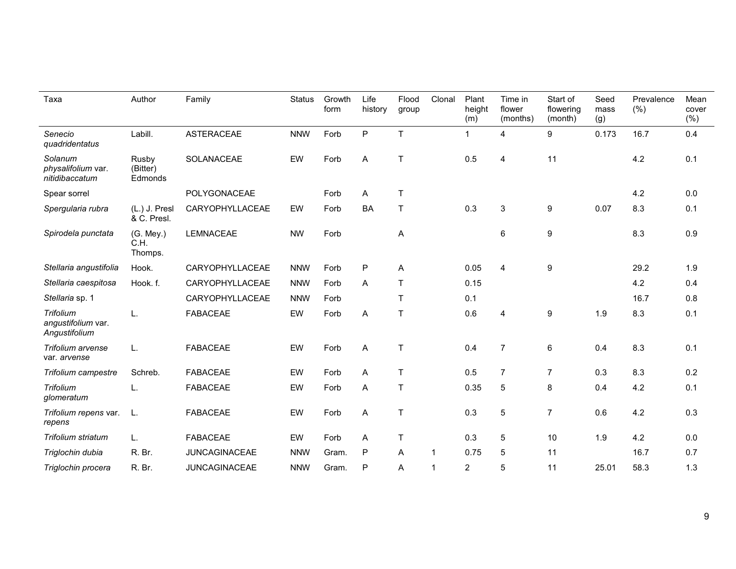| Taxa | Author | Family | Status | Growth form | Life history | Flood group | Clonal | Plant height (m) | Time in flower (months) | Start of flowering (month) | Seed mass (g) | Prevalence (%) | Mean cover (%) |
|---|---|---|---|---|---|---|---|---|---|---|---|---|---|
| *Senecio quadridentatus* | Labill. | ASTERACEAE | NNW | Forb | P | T | | 1 | 4 | 9 | 0.173 | 16.7 | 0.4 |
| *Solanum physalifolium* var. *nitidibaccatum* | Rusby (Bitter) Edmonds | SOLANACEAE | EW | Forb | A | T | | 0.5 | 4 | 11 | | 4.2 | 0.1 |
| Spear sorrel | | POLYGONACEAE | | Forb | A | T | | | | | | 4.2 | 0.0 |
| *Spergularia rubra* | (L.) J. Presl & C. Presl. | CARYOPHYLLACEAE | EW | Forb | BA | T | | 0.3 | 3 | 9 | 0.07 | 8.3 | 0.1 |
| *Spirodela punctata* | (G. Mey.) C.H. Thomps. | LEMNACEAE | NW | Forb | | A | | | 6 | 9 | | 8.3 | 0.9 |
| *Stellaria angustifolia* | Hook. | CARYOPHYLLACEAE | NNW | Forb | P | A | | 0.05 | 4 | 9 | | 29.2 | 1.9 |
| *Stellaria caespitosa* | Hook. f. | CARYOPHYLLACEAE | NNW | Forb | A | T | | 0.15 | | | | 4.2 | 0.4 |
| *Stellaria* sp. 1 | | CARYOPHYLLACEAE | NNW | Forb | | T | | 0.1 | | | | 16.7 | 0.8 |
| *Trifolium angustifolium* var. *Angustifolium* | L. | FABACEAE | EW | Forb | A | T | | 0.6 | 4 | 9 | 1.9 | 8.3 | 0.1 |
| *Trifolium arvense* var. *arvense* | L. | FABACEAE | EW | Forb | A | T | | 0.4 | 7 | 6 | 0.4 | 8.3 | 0.1 |
| *Trifolium campestre* | Schreb. | FABACEAE | EW | Forb | A | T | | 0.5 | 7 | 7 | 0.3 | 8.3 | 0.2 |
| *Trifolium glomeratum* | L. | FABACEAE | EW | Forb | A | T | | 0.35 | 5 | 8 | 0.4 | 4.2 | 0.1 |
| *Trifolium repens* var. *repens* | L. | FABACEAE | EW | Forb | A | T | | 0.3 | 5 | 7 | 0.6 | 4.2 | 0.3 |
| *Trifolium striatum* | L. | FABACEAE | EW | Forb | A | T | | 0.3 | 5 | 10 | 1.9 | 4.2 | 0.0 |
| *Triglochin dubia* | R. Br. | JUNCAGINACEAE | NNW | Gram. | P | A | 1 | 0.75 | 5 | 11 | | 16.7 | 0.7 |
| *Triglochin procera* | R. Br. | JUNCAGINACEAE | NNW | Gram. | P | A | 1 | 2 | 5 | 11 | 25.01 | 58.3 | 1.3 |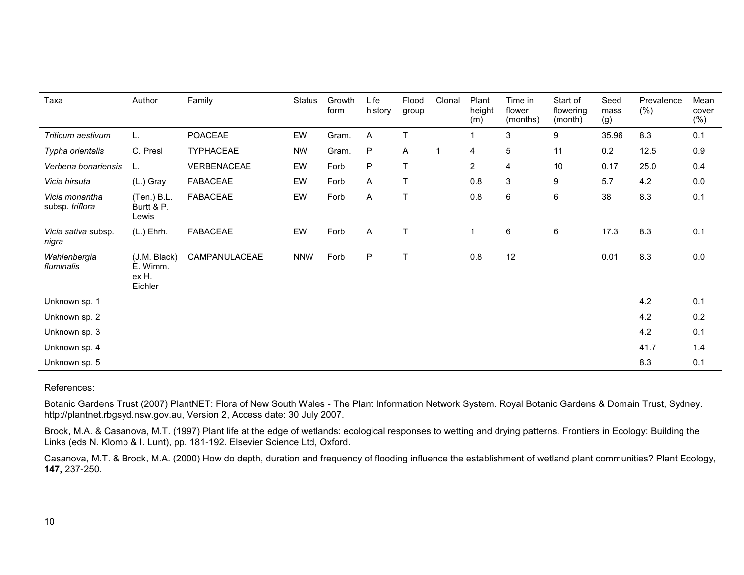| Taxa | Author | Family | Status | Growth form | Life history | Flood group | Clonal | Plant height (m) | Time in flower (months) | Start of flowering (month) | Seed mass (g) | Prevalence (%) | Mean cover (%) |
|---|---|---|---|---|---|---|---|---|---|---|---|---|---|
| *Triticum aestivum* | L. | POACEAE | EW | Gram. | A | T | | 1 | 3 | 9 | 35.96 | 8.3 | 0.1 |
| *Typha orientalis* | C. Presl | TYPHACEAE | NW | Gram. | P | A | 1 | 4 | 5 | 11 | 0.2 | 12.5 | 0.9 |
| *Verbena bonariensis* | L. | VERBENACEAE | EW | Forb | P | T | | 2 | 4 | 10 | 0.17 | 25.0 | 0.4 |
| *Vicia hirsuta* | (L.) Gray | FABACEAE | EW | Forb | A | T | | 0.8 | 3 | 9 | 5.7 | 4.2 | 0.0 |
| *Vicia monantha* subsp. *triflora* | (Ten.) B.L. Burtt & P. Lewis | FABACEAE | EW | Forb | A | T | | 0.8 | 6 | 6 | 38 | 8.3 | 0.1 |
| *Vicia sativa* subsp. *nigra* | (L.) Ehrh. | FABACEAE | EW | Forb | A | T | | 1 | 6 | 6 | 17.3 | 8.3 | 0.1 |
| *Wahlenbergia fluminalis* | (J.M. Black) E. Wimm. ex H. Eichler | CAMPANULACEAE | NNW | Forb | P | T | | 0.8 | 12 | | 0.01 | 8.3 | 0.0 |
| Unknown sp. 1 | | | | | | | | | | | | 4.2 | 0.1 |
| Unknown sp. 2 | | | | | | | | | | | | 4.2 | 0.2 |
| Unknown sp. 3 | | | | | | | | | | | | 4.2 | 0.1 |
| Unknown sp. 4 | | | | | | | | | | | | 41.7 | 1.4 |
| Unknown sp. 5 | | | | | | | | | | | | 8.3 | 0.1 |

References:

Botanic Gardens Trust (2007) PlantNET: Flora of New South Wales - The Plant Information Network System. Royal Botanic Gardens & Domain Trust, Sydney. http://plantnet.rbgsyd.nsw.gov.au, Version 2, Access date: 30 July 2007.

Brock, M.A. & Casanova, M.T. (1997) Plant life at the edge of wetlands: ecological responses to wetting and drying patterns. Frontiers in Ecology: Building the Links (eds N. Klomp & I. Lunt), pp. 181-192. Elsevier Science Ltd, Oxford.

Casanova, M.T. & Brock, M.A. (2000) How do depth, duration and frequency of flooding influence the establishment of wetland plant communities? Plant Ecology, **147,** 237-250.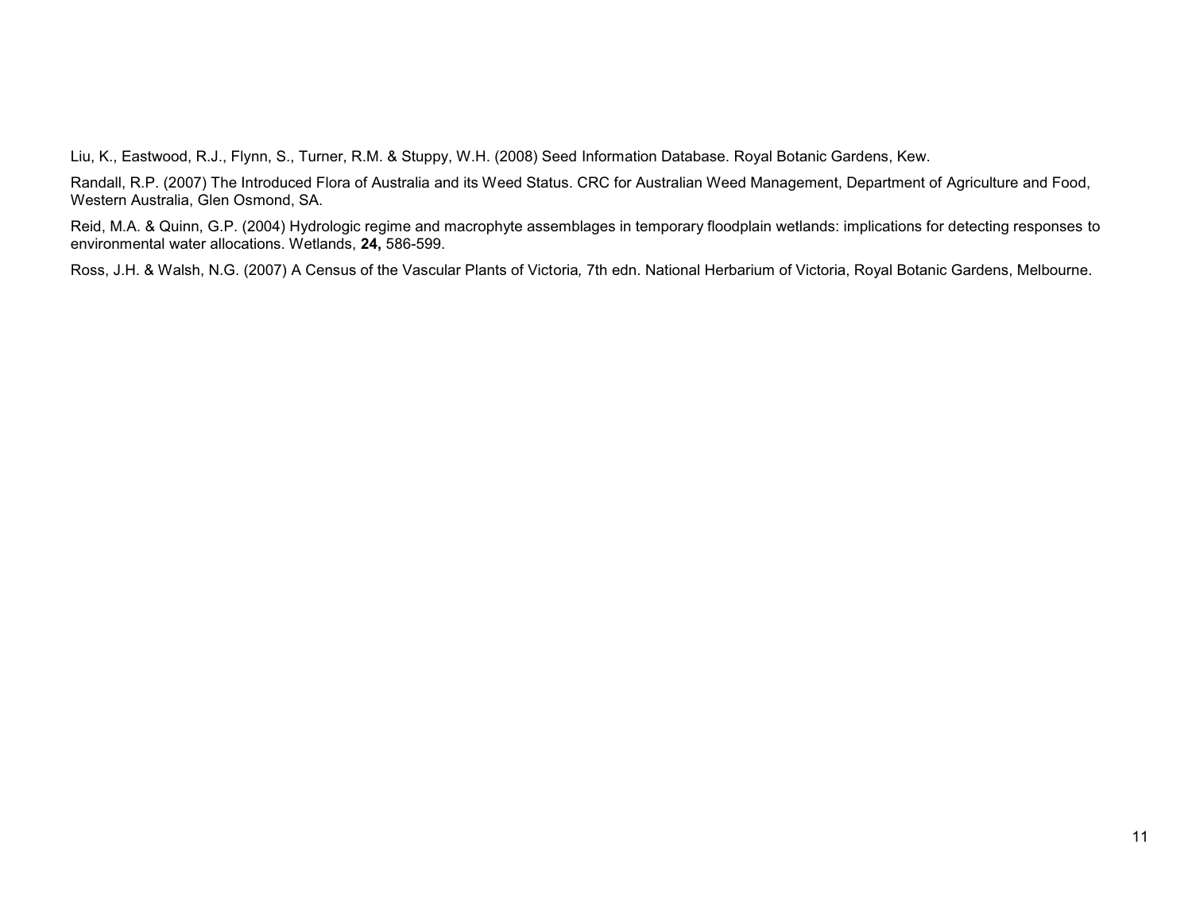Liu, K., Eastwood, R.J., Flynn, S., Turner, R.M. & Stuppy, W.H. (2008) Seed Information Database. Royal Botanic Gardens, Kew.

Randall, R.P. (2007) The Introduced Flora of Australia and its Weed Status. CRC for Australian Weed Management, Department of Agriculture and Food, Western Australia, Glen Osmond, SA.

Reid, M.A. & Quinn, G.P. (2004) Hydrologic regime and macrophyte assemblages in temporary floodplain wetlands: implications for detecting responses to environmental water allocations. Wetlands, **24,** 586-599.

Ross, J.H. & Walsh, N.G. (2007) A Census of the Vascular Plants of Victoria*,* 7th edn. National Herbarium of Victoria, Royal Botanic Gardens, Melbourne.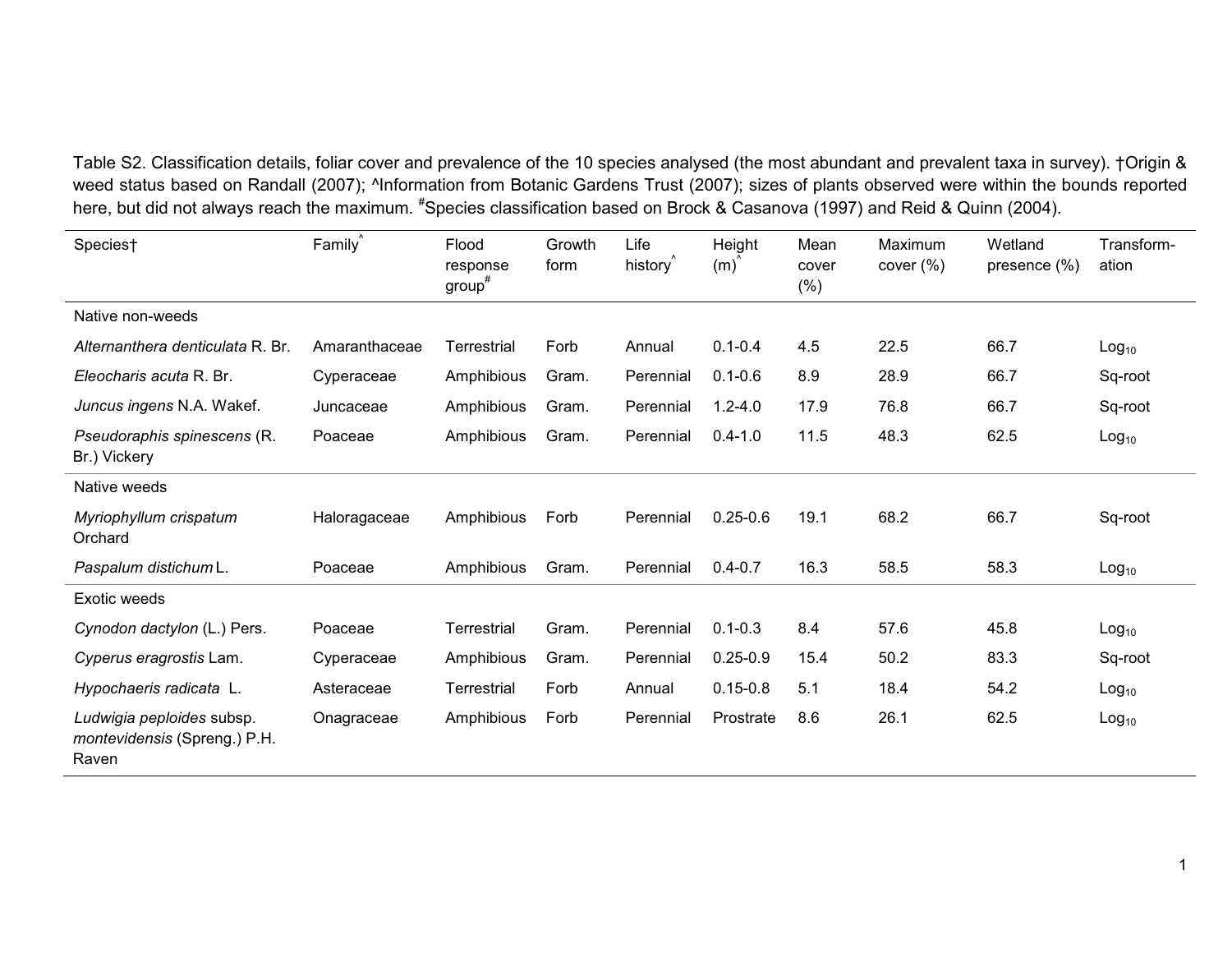Table S2. Classification details, foliar cover and prevalence of the 10 species analysed (the most abundant and prevalent taxa in survey). †Origin & weed status based on Randall (2007); ^Information from Botanic Gardens Trust (2007); sizes of plants observed were within the bounds reported here, but did not always reach the maximum. #Species classification based on Brock & Casanova (1997) and Reid & Quinn (2004).

| Species† | Family^ | Flood response group# | Growth form | Life history^ | Height (m)^ | Mean cover (%) | Maximum cover (%) | Wetland presence (%) | Transform-ation |
|---|---|---|---|---|---|---|---|---|---|
| Native non-weeds | | | | | | | | | |
| *Alternanthera denticulata* R. Br. | Amaranthaceae | Terrestrial | Forb | Annual | 0.1-0.4 | 4.5 | 22.5 | 66.7 | $Log_{10}$ |
| *Eleocharis acuta* R. Br. | Cyperaceae | Amphibious | Gram. | Perennial | 0.1-0.6 | 8.9 | 28.9 | 66.7 | Sq-root |
| *Juncus ingens* N.A. Wakef. | Juncaceae | Amphibious | Gram. | Perennial | 1.2-4.0 | 17.9 | 76.8 | 66.7 | Sq-root |
| *Pseudoraphis spinescens* (R. Br.) Vickery | Poaceae | Amphibious | Gram. | Perennial | 0.4-1.0 | 11.5 | 48.3 | 62.5 | $Log_{10}$ |
| Native weeds | | | | | | | | | |
| *Myriophyllum crispatum* Orchard | Haloragaceae | Amphibious | Forb | Perennial | 0.25-0.6 | 19.1 | 68.2 | 66.7 | Sq-root |
| *Paspalum distichum* L. | Poaceae | Amphibious | Gram. | Perennial | 0.4-0.7 | 16.3 | 58.5 | 58.3 | $Log_{10}$ |
| Exotic weeds | | | | | | | | | |
| *Cynodon dactylon* (L.) Pers. | Poaceae | Terrestrial | Gram. | Perennial | 0.1-0.3 | 8.4 | 57.6 | 45.8 | $Log_{10}$ |
| *Cyperus eragrostis* Lam. | Cyperaceae | Amphibious | Gram. | Perennial | 0.25-0.9 | 15.4 | 50.2 | 83.3 | Sq-root |
| *Hypochaeris radicata* L. | Asteraceae | Terrestrial | Forb | Annual | 0.15-0.8 | 5.1 | 18.4 | 54.2 | $Log_{10}$ |
| *Ludwigia peploides* subsp. *montevidensis* (Spreng.) P.H. Raven | Onagraceae | Amphibious | Forb | Perennial | Prostrate | 8.6 | 26.1 | 62.5 | $Log_{10}$ |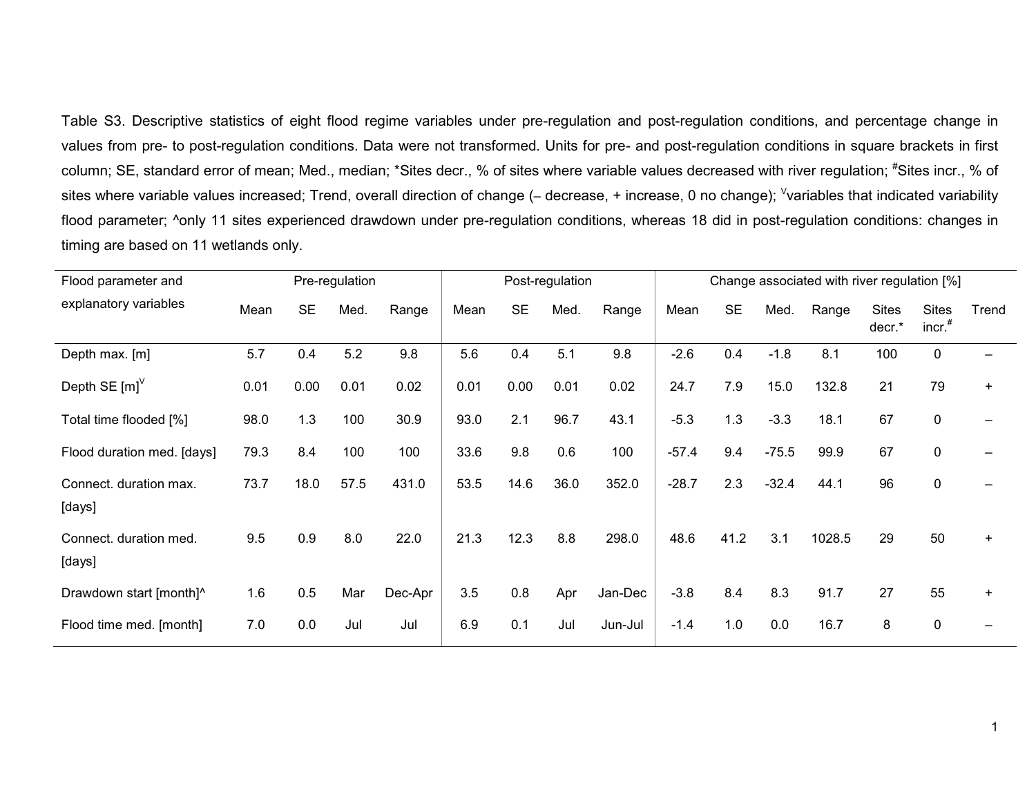Table S3. Descriptive statistics of eight flood regime variables under pre-regulation and post-regulation conditions, and percentage change in values from pre- to post-regulation conditions. Data were not transformed. Units for pre- and post-regulation conditions in square brackets in first column; SE, standard error of mean; Med., median; *Sites decr., % of sites where variable values decreased with river regulation; #Sites incr., % of sites where variable values increased; Trend, overall direction of change (– decrease, + increase, 0 no change); [V]variables that indicated variability flood parameter; ^only 11 sites experienced drawdown under pre-regulation conditions, whereas 18 did in post-regulation conditions: changes in timing are based on 11 wetlands only.

| Flood parameter and explanatory variables | Pre-regulation | | | | Post-regulation | | | | Change associated with river regulation [%] | | | | | | |
|---|---|---|---|---|---|---|---|---|---|---|---|---|---|---|---|
| | Mean | SE | Med. | Range | Mean | SE | Med. | Range | Mean | SE | Med. | Range | Sites decr.* | Sites incr.# | Trend |
| Depth max. [m] | 5.7 | 0.4 | 5.2 | 9.8 | 5.6 | 0.4 | 5.1 | 9.8 | -2.6 | 0.4 | -1.8 | 8.1 | 100 | 0 | – |
| Depth SE [m][V] | 0.01 | 0.00 | 0.01 | 0.02 | 0.01 | 0.00 | 0.01 | 0.02 | 24.7 | 7.9 | 15.0 | 132.8 | 21 | 79 | + |
| Total time flooded [%] | 98.0 | 1.3 | 100 | 30.9 | 93.0 | 2.1 | 96.7 | 43.1 | -5.3 | 1.3 | -3.3 | 18.1 | 67 | 0 | – |
| Flood duration med. [days] | 79.3 | 8.4 | 100 | 100 | 33.6 | 9.8 | 0.6 | 100 | -57.4 | 9.4 | -75.5 | 99.9 | 67 | 0 | – |
| Connect. duration max. [days] | 73.7 | 18.0 | 57.5 | 431.0 | 53.5 | 14.6 | 36.0 | 352.0 | -28.7 | 2.3 | -32.4 | 44.1 | 96 | 0 | – |
| Connect. duration med. [days] | 9.5 | 0.9 | 8.0 | 22.0 | 21.3 | 12.3 | 8.8 | 298.0 | 48.6 | 41.2 | 3.1 | 1028.5 | 29 | 50 | + |
| Drawdown start [month]^ | 1.6 | 0.5 | Mar | Dec-Apr | 3.5 | 0.8 | Apr | Jan-Dec | -3.8 | 8.4 | 8.3 | 91.7 | 27 | 55 | + |
| Flood time med. [month] | 7.0 | 0.0 | Jul | Jul | 6.9 | 0.1 | Jul | Jun-Jul | -1.4 | 1.0 | 0.0 | 16.7 | 8 | 0 | – |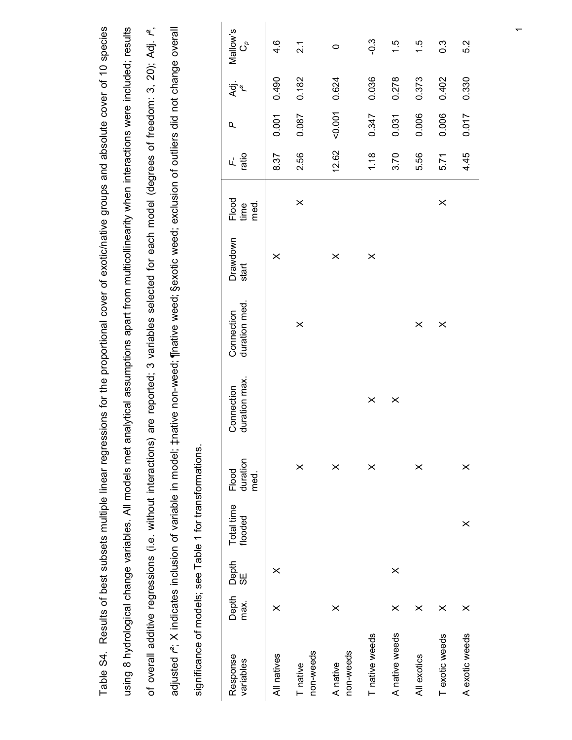Table S4. Results of best subsets multiple linear regressions for the proportional cover of exotic/native groups and absolute cover of 10 species using 8 hydrological change variables. All models met analytical assumptions apart from multicollinearity when interactions were included; results of overall additive regressions (i.e. without interactions) are reported; 3 variables selected for each model (degrees of freedom: 3, 20); Adj. $r^2$, adjusted $r^2$; X indicates inclusion of variable in model; ‡native non-weed; ¶native weed; §exotic weed; exclusion of outliers did not change overall significance of models; see Table 1 for transformations.

| Response variables | Depth max. | Depth SE | Total time flooded | Flood duration med. | Connection duration max. | Connection duration med. | Drawdown start | Flood time med. | *F*-ratio | *P* | Adj. $r^2$ | Mallow's $C_p$ |
|---|---|---|---|---|---|---|---|---|---|---|---|---|
| All natives | X | X | | | | | X | | 8.37 | 0.001 | 0.490 | 4.6 |
| T native non-weeds | | | | X | | X | | X | 2.56 | 0.087 | 0.182 | 2.1 |
| A native non-weeds | X | | | X | | | X | | 12.62 | <0.001 | 0.624 | 0 |
| T native weeds | | | | X | X | | X | | 1.18 | 0.347 | 0.036 | -0.3 |
| A native weeds | X | X | | | X | | | | 3.70 | 0.031 | 0.278 | 1.5 |
| All exotics | X | | | X | | X | | | 5.56 | 0.006 | 0.373 | 1.5 |
| T exotic weeds | X | | | | | X | | X | 5.71 | 0.006 | 0.402 | 0.3 |
| A exotic weeds | X | | X | X | | | | | 4.45 | 0.017 | 0.330 | 5.2 |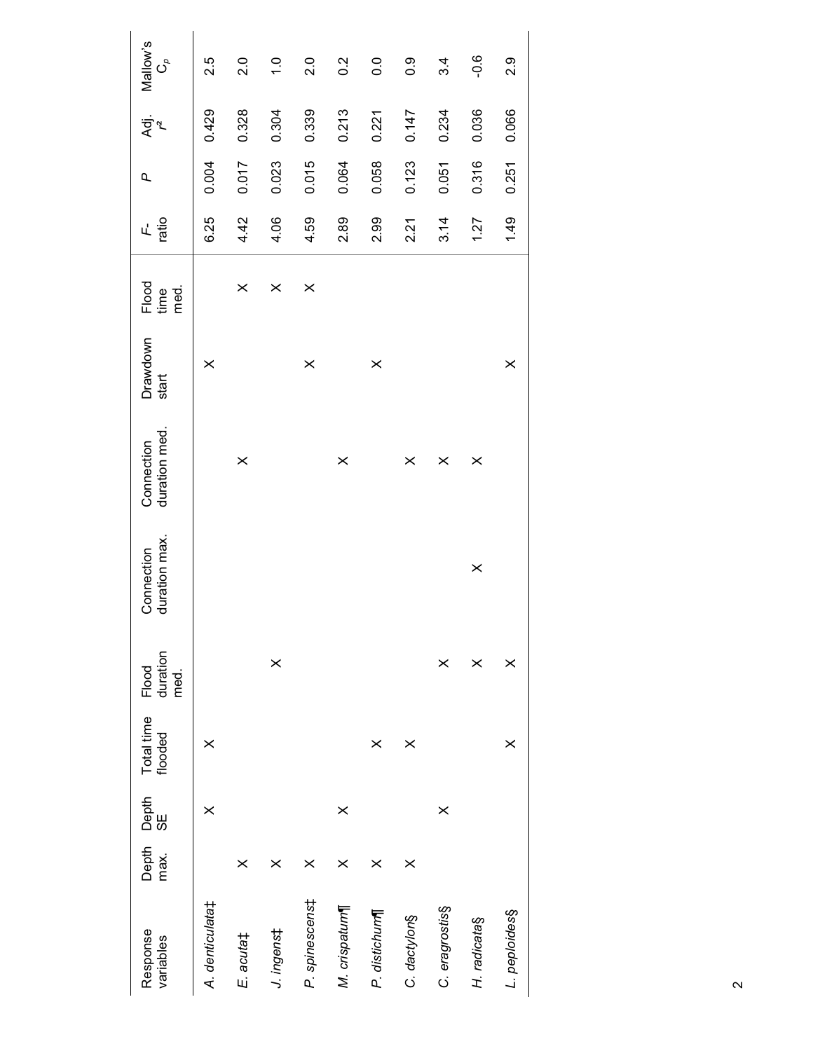| Response variables | Depth max. | Depth SE | Total time flooded | Flood duration med. | Connection duration max. | Connection duration med. | Drawdown start | Flood time med. | *F*-ratio | *P* | Adj. $r^2$ | Mallow's $C_p$ |
|---|---|---|---|---|---|---|---|---|---|---|---|---|
| *A. denticulata*‡ | | × | × | | | | × | | 6.25 | 0.004 | 0.429 | 2.5 |
| *E. acuta*‡ | × | | | | | × | | × | 4.42 | 0.017 | 0.328 | 2.0 |
| *J. ingens*‡ | × | | | × | | | | × | 4.06 | 0.023 | 0.304 | 1.0 |
| *P. spinescens*‡ | × | | | | | | × | × | 4.59 | 0.015 | 0.339 | 2.0 |
| *M. crispatum*¶ | × | × | | | | × | | | 2.89 | 0.064 | 0.213 | 0.2 |
| *P. distichum*¶ | × | | × | | | | × | | 2.99 | 0.058 | 0.221 | 0.0 |
| *C. dactylon*§ | × | | × | | | × | | | 2.21 | 0.123 | 0.147 | 0.9 |
| *C. eragrostis*§ | | × | | × | | × | | | 3.14 | 0.051 | 0.234 | 3.4 |
| *H. radicata*§ | | | | × | × | × | | | 1.27 | 0.316 | 0.036 | -0.6 |
| *L. peploides*§ | | | × | × | | | × | | 1.49 | 0.251 | 0.066 | 2.9 |